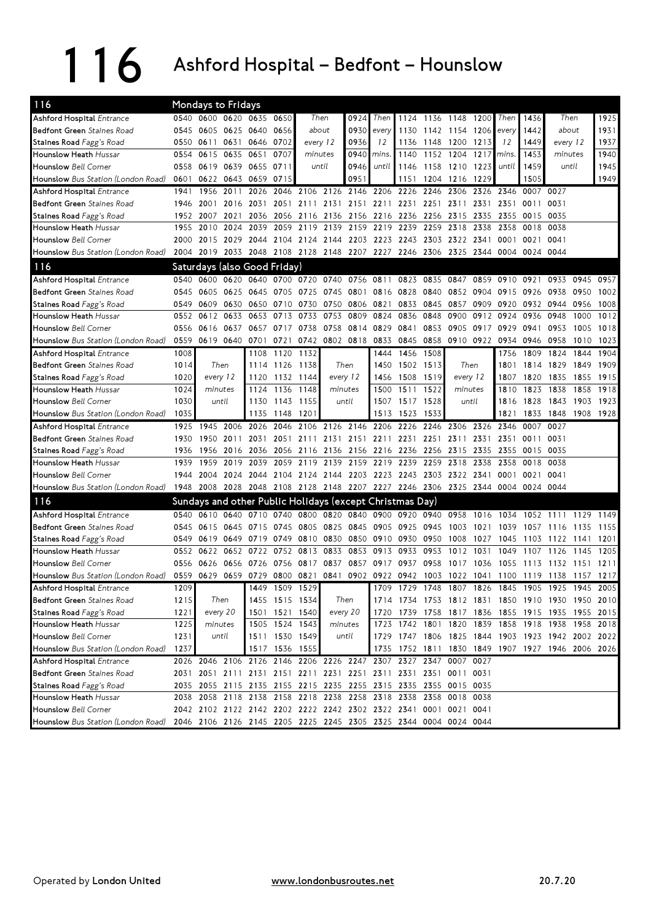# 116 Ashford Hospital – Bedfont – Hounslow

## Mondays to Fridays

| 116 | | | | | | | | | | | | | | | | | |
|---|---|---|---|---|---|---|---|---|---|---|---|---|---|---|---|---|---|
| **Ashford Hospital** *Entrance* | 0540 | 0600 | 0620 | 0635 | 0650 | Then | 0924 | Then | 1124 | 1136 | 1148 | 1200 | Then | 1436 | Then | 1925 |
| **Bedfont Green** *Staines Road* | 0545 | 0605 | 0625 | 0640 | 0656 | about | 0930 | every | 1130 | 1142 | 1154 | 1206 | every | 1442 | about | 1931 |
| **Staines Road** *Fagg's Road* | 0550 | 0611 | 0631 | 0646 | 0702 | every 12 | 0936 | 12 | 1136 | 1148 | 1200 | 1213 | 12 | 1449 | every 12 | 1937 |
| **Hounslow Heath** *Hussar* | 0554 | 0615 | 0635 | 0651 | 0707 | minutes | 0940 | mins. | 1140 | 1152 | 1204 | 1217 | mins. | 1453 | minutes | 1940 |
| **Hounslow** *Bell Corner* | 0558 | 0619 | 0639 | 0655 | 0711 | until | 0946 | until | 1146 | 1158 | 1210 | 1223 | until | 1459 | until | 1945 |
| **Hounslow** *Bus Station (London Road)* | 0601 | 0622 | 0643 | 0659 | 0715 | | 0951 | | 1151 | 1204 | 1216 | 1229 | | 1505 | | 1949 |

| 116 | | | | | | | | | | | | | | | | |
|---|---|---|---|---|---|---|---|---|---|---|---|---|---|---|---|---|
| **Ashford Hospital** *Entrance* | 1941 | 1956 | 2011 | 2026 | 2046 | 2106 | 2126 | 2146 | 2206 | 2226 | 2246 | 2306 | 2326 | 2346 | 0007 | 0027 |
| **Bedfont Green** *Staines Road* | 1946 | 2001 | 2016 | 2031 | 2051 | 2111 | 2131 | 2151 | 2211 | 2231 | 2251 | 2311 | 2331 | 2351 | 0011 | 0031 |
| **Staines Road** *Fagg's Road* | 1952 | 2007 | 2021 | 2036 | 2056 | 2116 | 2136 | 2156 | 2216 | 2236 | 2256 | 2315 | 2335 | 2355 | 0015 | 0035 |
| **Hounslow Heath** *Hussar* | 1955 | 2010 | 2024 | 2039 | 2059 | 2119 | 2139 | 2159 | 2219 | 2239 | 2259 | 2318 | 2338 | 2358 | 0018 | 0038 |
| **Hounslow** *Bell Corner* | 2000 | 2015 | 2029 | 2044 | 2104 | 2124 | 2144 | 2203 | 2223 | 2243 | 2303 | 2322 | 2341 | 0001 | 0021 | 0041 |
| **Hounslow** *Bus Station (London Road)* | 2004 | 2019 | 2033 | 2048 | 2108 | 2128 | 2148 | 2207 | 2227 | 2246 | 2306 | 2325 | 2344 | 0004 | 0024 | 0044 |

## Saturdays (also Good Friday)

| 116 | | | | | | | | | | | | | | | | | | |
|---|---|---|---|---|---|---|---|---|---|---|---|---|---|---|---|---|---|---|
| **Ashford Hospital** *Entrance* | 0540 | 0600 | 0620 | 0640 | 0700 | 0720 | 0740 | 0756 | 0811 | 0823 | 0835 | 0847 | 0859 | 0910 | 0921 | 0933 | 0945 | 0957 |
| **Bedfont Green** *Staines Road* | 0545 | 0605 | 0625 | 0645 | 0705 | 0725 | 0745 | 0801 | 0816 | 0828 | 0840 | 0852 | 0904 | 0915 | 0926 | 0938 | 0950 | 1002 |
| **Staines Road** *Fagg's Road* | 0549 | 0609 | 0630 | 0650 | 0710 | 0730 | 0750 | 0806 | 0821 | 0833 | 0845 | 0857 | 0909 | 0920 | 0932 | 0944 | 0956 | 1008 |
| **Hounslow Heath** *Hussar* | 0552 | 0612 | 0633 | 0653 | 0713 | 0733 | 0753 | 0809 | 0824 | 0836 | 0848 | 0900 | 0912 | 0924 | 0936 | 0948 | 1000 | 1012 |
| **Hounslow** *Bell Corner* | 0556 | 0616 | 0637 | 0657 | 0717 | 0738 | 0758 | 0814 | 0829 | 0841 | 0853 | 0905 | 0917 | 0929 | 0941 | 0953 | 1005 | 1018 |
| **Hounslow** *Bus Station (London Road)* | 0559 | 0619 | 0640 | 0701 | 0721 | 0742 | 0802 | 0818 | 0833 | 0845 | 0858 | 0910 | 0922 | 0934 | 0946 | 0958 | 1010 | 1023 |

| 116 | | | | | | | | | | | | | | | | | |
|---|---|---|---|---|---|---|---|---|---|---|---|---|---|---|---|---|---|
| **Ashford Hospital** *Entrance* | 1008 | Then | 1108 | 1120 | 1132 | Then | 1444 | 1456 | 1508 | Then | 1756 | 1809 | 1824 | 1844 | 1904 |
| **Bedfont Green** *Staines Road* | 1014 | every 12 | 1114 | 1126 | 1138 | every 12 | 1450 | 1502 | 1513 | every 12 | 1801 | 1814 | 1829 | 1849 | 1909 |
| **Staines Road** *Fagg's Road* | 1020 | minutes | 1120 | 1132 | 1144 | minutes | 1456 | 1508 | 1519 | minutes | 1807 | 1820 | 1835 | 1855 | 1915 |
| **Hounslow Heath** *Hussar* | 1024 | until | 1124 | 1136 | 1148 | until | 1500 | 1511 | 1522 | until | 1810 | 1823 | 1838 | 1858 | 1918 |
| **Hounslow** *Bell Corner* | 1030 | | 1130 | 1143 | 1155 | | 1507 | 1517 | 1528 | | 1816 | 1828 | 1843 | 1903 | 1923 |
| **Hounslow** *Bus Station (London Road)* | 1035 | | 1135 | 1148 | 1201 | | 1513 | 1523 | 1533 | | 1821 | 1833 | 1848 | 1908 | 1928 |

| 116 | | | | | | | | | | | | | | | | |
|---|---|---|---|---|---|---|---|---|---|---|---|---|---|---|---|---|
| **Ashford Hospital** *Entrance* | 1925 | 1945 | 2006 | 2026 | 2046 | 2106 | 2126 | 2146 | 2206 | 2226 | 2246 | 2306 | 2326 | 2346 | 0007 | 0027 |
| **Bedfont Green** *Staines Road* | 1930 | 1950 | 2011 | 2031 | 2051 | 2111 | 2131 | 2151 | 2211 | 2231 | 2251 | 2311 | 2331 | 2351 | 0011 | 0031 |
| **Staines Road** *Fagg's Road* | 1936 | 1956 | 2016 | 2036 | 2056 | 2116 | 2136 | 2156 | 2216 | 2236 | 2256 | 2315 | 2335 | 2355 | 0015 | 0035 |
| **Hounslow Heath** *Hussar* | 1939 | 1959 | 2019 | 2039 | 2059 | 2119 | 2139 | 2159 | 2219 | 2239 | 2259 | 2318 | 2338 | 2358 | 0018 | 0038 |
| **Hounslow** *Bell Corner* | 1944 | 2004 | 2024 | 2044 | 2104 | 2124 | 2144 | 2203 | 2223 | 2243 | 2303 | 2322 | 2341 | 0001 | 0021 | 0041 |
| **Hounslow** *Bus Station (London Road)* | 1948 | 2008 | 2028 | 2048 | 2108 | 2128 | 2148 | 2207 | 2227 | 2246 | 2306 | 2325 | 2344 | 0004 | 0024 | 0044 |

## Sundays and other Public Holidays (except Christmas Day)

| 116 | | | | | | | | | | | | | | | | | | |
|---|---|---|---|---|---|---|---|---|---|---|---|---|---|---|---|---|---|---|
| **Ashford Hospital** *Entrance* | 0540 | 0610 | 0640 | 0710 | 0740 | 0800 | 0820 | 0840 | 0900 | 0920 | 0940 | 0958 | 1016 | 1034 | 1052 | 1111 | 1129 | 1149 |
| **Bedfont Green** *Staines Road* | 0545 | 0615 | 0645 | 0715 | 0745 | 0805 | 0825 | 0845 | 0905 | 0925 | 0945 | 1003 | 1021 | 1039 | 1057 | 1116 | 1135 | 1155 |
| **Staines Road** *Fagg's Road* | 0549 | 0619 | 0649 | 0719 | 0749 | 0810 | 0830 | 0850 | 0910 | 0930 | 0950 | 1008 | 1027 | 1045 | 1103 | 1122 | 1141 | 1201 |
| **Hounslow Heath** *Hussar* | 0552 | 0622 | 0652 | 0722 | 0752 | 0813 | 0833 | 0853 | 0913 | 0933 | 0953 | 1012 | 1031 | 1049 | 1107 | 1126 | 1145 | 1205 |
| **Hounslow** *Bell Corner* | 0556 | 0626 | 0656 | 0726 | 0756 | 0817 | 0837 | 0857 | 0917 | 0937 | 0958 | 1017 | 1036 | 1055 | 1113 | 1132 | 1151 | 1211 |
| **Hounslow** *Bus Station (London Road)* | 0559 | 0629 | 0659 | 0729 | 0800 | 0821 | 0841 | 0902 | 0922 | 0942 | 1003 | 1022 | 1041 | 1100 | 1119 | 1138 | 1157 | 1217 |

| 116 | | | | | | | | | | | | | | | | | |
|---|---|---|---|---|---|---|---|---|---|---|---|---|---|---|---|---|---|
| **Ashford Hospital** *Entrance* | 1209 | Then | 1449 | 1509 | 1529 | Then | 1709 | 1729 | 1748 | 1807 | 1826 | 1845 | 1905 | 1925 | 1945 | 2005 |
| **Bedfont Green** *Staines Road* | 1215 | every 20 | 1455 | 1515 | 1534 | every 20 | 1714 | 1734 | 1753 | 1812 | 1831 | 1850 | 1910 | 1930 | 1950 | 2010 |
| **Staines Road** *Fagg's Road* | 1221 | minutes | 1501 | 1521 | 1540 | minutes | 1720 | 1739 | 1758 | 1817 | 1836 | 1855 | 1915 | 1935 | 1955 | 2015 |
| **Hounslow Heath** *Hussar* | 1225 | until | 1505 | 1524 | 1543 | until | 1723 | 1742 | 1801 | 1820 | 1839 | 1858 | 1918 | 1938 | 1958 | 2018 |
| **Hounslow** *Bell Corner* | 1231 | | 1511 | 1530 | 1549 | | 1729 | 1747 | 1806 | 1825 | 1844 | 1903 | 1923 | 1942 | 2002 | 2022 |
| **Hounslow** *Bus Station (London Road)* | 1237 | | 1517 | 1536 | 1555 | | 1735 | 1752 | 1811 | 1830 | 1849 | 1907 | 1927 | 1946 | 2006 | 2026 |

| 116 | | | | | | | | | | | | | |
|---|---|---|---|---|---|---|---|---|---|---|---|---|---|
| **Ashford Hospital** *Entrance* | 2026 | 2046 | 2106 | 2126 | 2146 | 2206 | 2226 | 2247 | 2307 | 2327 | 2347 | 0007 | 0027 |
| **Bedfont Green** *Staines Road* | 2031 | 2051 | 2111 | 2131 | 2151 | 2211 | 2231 | 2251 | 2311 | 2331 | 2351 | 0011 | 0031 |
| **Staines Road** *Fagg's Road* | 2035 | 2055 | 2115 | 2135 | 2155 | 2215 | 2235 | 2255 | 2315 | 2335 | 2355 | 0015 | 0035 |
| **Hounslow Heath** *Hussar* | 2038 | 2058 | 2118 | 2138 | 2158 | 2218 | 2238 | 2258 | 2318 | 2338 | 2358 | 0018 | 0038 |
| **Hounslow** *Bell Corner* | 2042 | 2102 | 2122 | 2142 | 2202 | 2222 | 2242 | 2302 | 2322 | 2341 | 0001 | 0021 | 0041 |
| **Hounslow** *Bus Station (London Road)* | 2046 | 2106 | 2126 | 2145 | 2205 | 2225 | 2245 | 2305 | 2325 | 2344 | 0004 | 0024 | 0044 |

Operated by **London United** — www.londonbusroutes.net — 20.7.20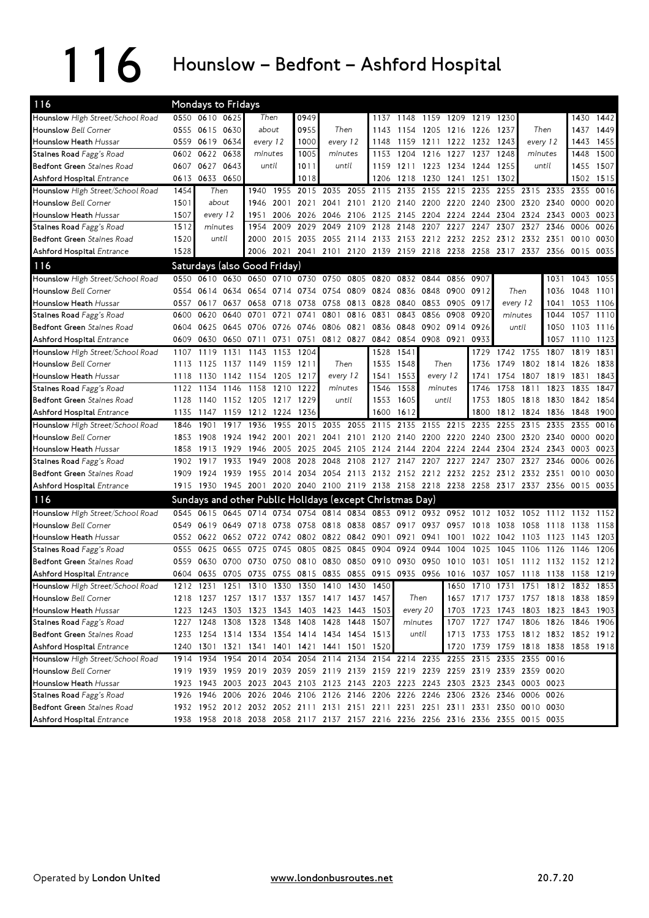# 116 Hounslow – Bedfont – Ashford Hospital

## Mondays to Fridays

| 116 | | | | | | | | | | | | | | | | | |
|---|---|---|---|---|---|---|---|---|---|---|---|---|---|---|---|---|---|
| Hounslow High Street/School Road | 0550 | 0610 | 0625 | Then | | 0949 | | | 1137 | 1148 | 1159 | 1209 | 1219 | 1230 | | | 1430 | 1442 |
| Hounslow Bell Corner | 0555 | 0615 | 0630 | about | | 0955 | Then | | 1143 | 1154 | 1205 | 1216 | 1226 | 1237 | Then | | 1437 | 1449 |
| Hounslow Heath Hussar | 0559 | 0619 | 0634 | every 12 | | 1000 | every 12 | | 1148 | 1159 | 1211 | 1222 | 1232 | 1243 | every 12 | | 1443 | 1455 |
| Staines Road Fagg's Road | 0602 | 0622 | 0638 | minutes | | 1005 | minutes | | 1153 | 1204 | 1216 | 1227 | 1237 | 1248 | minutes | | 1448 | 1500 |
| Bedfont Green Staines Road | 0607 | 0627 | 0643 | until | | 1011 | until | | 1159 | 1211 | 1223 | 1234 | 1244 | 1255 | until | | 1455 | 1507 |
| Ashford Hospital Entrance | 0613 | 0633 | 0650 | | | 1018 | | | 1206 | 1218 | 1230 | 1241 | 1251 | 1302 | | | 1502 | 1515 |
| Hounslow High Street/School Road | 1454 | Then | | 1940 | 1955 | 2015 | 2035 | 2055 | 2115 | 2135 | 2155 | 2215 | 2235 | 2255 | 2315 | 2335 | 2355 | 0016 |
| Hounslow Bell Corner | 1501 | about | | 1946 | 2001 | 2021 | 2041 | 2101 | 2120 | 2140 | 2200 | 2220 | 2240 | 2300 | 2320 | 2340 | 0000 | 0020 |
| Hounslow Heath Hussar | 1507 | every 12 | | 1951 | 2006 | 2026 | 2046 | 2106 | 2125 | 2145 | 2204 | 2224 | 2244 | 2304 | 2324 | 2343 | 0003 | 0023 |
| Staines Road Fagg's Road | 1512 | minutes | | 1954 | 2009 | 2029 | 2049 | 2109 | 2128 | 2148 | 2207 | 2227 | 2247 | 2307 | 2327 | 2346 | 0006 | 0026 |
| Bedfont Green Staines Road | 1520 | until | | 2000 | 2015 | 2035 | 2055 | 2114 | 2133 | 2153 | 2212 | 2232 | 2252 | 2312 | 2332 | 2351 | 0010 | 0030 |
| Ashford Hospital Entrance | 1528 | | | 2006 | 2021 | 2041 | 2101 | 2120 | 2139 | 2159 | 2218 | 2238 | 2258 | 2317 | 2337 | 2356 | 0015 | 0035 |

## Saturdays (also Good Friday)

| 116 | | | | | | | | | | | | | | | | | |
|---|---|---|---|---|---|---|---|---|---|---|---|---|---|---|---|---|---|
| Hounslow High Street/School Road | 0550 | 0610 | 0630 | 0650 | 0710 | 0730 | 0750 | 0805 | 0820 | 0832 | 0844 | 0856 | 0907 | | | 1031 | 1043 | 1055 |
| Hounslow Bell Corner | 0554 | 0614 | 0634 | 0654 | 0714 | 0734 | 0754 | 0809 | 0824 | 0836 | 0848 | 0900 | 0912 | Then | | 1036 | 1048 | 1101 |
| Hounslow Heath Hussar | 0557 | 0617 | 0637 | 0658 | 0718 | 0738 | 0758 | 0813 | 0828 | 0840 | 0853 | 0905 | 0917 | every 12 | | 1041 | 1053 | 1106 |
| Staines Road Fagg's Road | 0600 | 0620 | 0640 | 0701 | 0721 | 0741 | 0801 | 0816 | 0831 | 0843 | 0856 | 0908 | 0920 | minutes | | 1044 | 1057 | 1110 |
| Bedfont Green Staines Road | 0604 | 0625 | 0645 | 0706 | 0726 | 0746 | 0806 | 0821 | 0836 | 0848 | 0902 | 0914 | 0926 | until | | 1050 | 1103 | 1116 |
| Ashford Hospital Entrance | 0609 | 0630 | 0650 | 0711 | 0731 | 0751 | 0812 | 0827 | 0842 | 0854 | 0908 | 0921 | 0933 | | | 1057 | 1110 | 1123 |
| Hounslow High Street/School Road | 1107 | 1119 | 1131 | 1143 | 1153 | 1204 | | | 1528 | 1541 | | | 1729 | 1742 | 1755 | 1807 | 1819 | 1831 |
| Hounslow Bell Corner | 1113 | 1125 | 1137 | 1149 | 1159 | 1211 | Then | | 1535 | 1548 | Then | | 1736 | 1749 | 1802 | 1814 | 1826 | 1838 |
| Hounslow Heath Hussar | 1118 | 1130 | 1142 | 1154 | 1205 | 1217 | every 12 | | 1541 | 1553 | every 12 | | 1741 | 1754 | 1807 | 1819 | 1831 | 1843 |
| Staines Road Fagg's Road | 1122 | 1134 | 1146 | 1158 | 1210 | 1222 | minutes | | 1546 | 1558 | minutes | | 1746 | 1758 | 1811 | 1823 | 1835 | 1847 |
| Bedfont Green Staines Road | 1128 | 1140 | 1152 | 1205 | 1217 | 1229 | until | | 1553 | 1605 | until | | 1753 | 1805 | 1818 | 1830 | 1842 | 1854 |
| Ashford Hospital Entrance | 1135 | 1147 | 1159 | 1212 | 1224 | 1236 | | | 1600 | 1612 | | | 1800 | 1812 | 1824 | 1836 | 1848 | 1900 |
| Hounslow High Street/School Road | 1846 | 1901 | 1917 | 1936 | 1955 | 2015 | 2035 | 2055 | 2115 | 2135 | 2155 | 2215 | 2235 | 2255 | 2315 | 2335 | 2355 | 0016 |
| Hounslow Bell Corner | 1853 | 1908 | 1924 | 1942 | 2001 | 2021 | 2041 | 2101 | 2120 | 2140 | 2200 | 2220 | 2240 | 2300 | 2320 | 2340 | 0000 | 0020 |
| Hounslow Heath Hussar | 1858 | 1913 | 1929 | 1946 | 2005 | 2025 | 2045 | 2105 | 2124 | 2144 | 2204 | 2224 | 2244 | 2304 | 2324 | 2343 | 0003 | 0023 |
| Staines Road Fagg's Road | 1902 | 1917 | 1933 | 1949 | 2008 | 2028 | 2048 | 2108 | 2127 | 2147 | 2207 | 2227 | 2247 | 2307 | 2327 | 2346 | 0006 | 0026 |
| Bedfont Green Staines Road | 1909 | 1924 | 1939 | 1955 | 2014 | 2034 | 2054 | 2113 | 2132 | 2152 | 2212 | 2232 | 2252 | 2312 | 2332 | 2351 | 0010 | 0030 |
| Ashford Hospital Entrance | 1915 | 1930 | 1945 | 2001 | 2020 | 2040 | 2100 | 2119 | 2138 | 2158 | 2218 | 2238 | 2258 | 2317 | 2337 | 2356 | 0015 | 0035 |

## Sundays and other Public Holidays (except Christmas Day)

| 116 | | | | | | | | | | | | | | | | | |
|---|---|---|---|---|---|---|---|---|---|---|---|---|---|---|---|---|---|
| Hounslow High Street/School Road | 0545 | 0615 | 0645 | 0714 | 0734 | 0754 | 0814 | 0834 | 0853 | 0912 | 0932 | 0952 | 1012 | 1032 | 1052 | 1112 | 1132 | 1152 |
| Hounslow Bell Corner | 0549 | 0619 | 0649 | 0718 | 0738 | 0758 | 0818 | 0838 | 0857 | 0917 | 0937 | 0957 | 1018 | 1038 | 1058 | 1118 | 1138 | 1158 |
| Hounslow Heath Hussar | 0552 | 0622 | 0652 | 0722 | 0742 | 0802 | 0822 | 0842 | 0901 | 0921 | 0941 | 1001 | 1022 | 1042 | 1103 | 1123 | 1143 | 1203 |
| Staines Road Fagg's Road | 0555 | 0625 | 0655 | 0725 | 0745 | 0805 | 0825 | 0845 | 0904 | 0924 | 0944 | 1004 | 1025 | 1045 | 1106 | 1126 | 1146 | 1206 |
| Bedfont Green Staines Road | 0559 | 0630 | 0700 | 0730 | 0750 | 0810 | 0830 | 0850 | 0910 | 0930 | 0950 | 1010 | 1031 | 1051 | 1112 | 1132 | 1152 | 1212 |
| Ashford Hospital Entrance | 0604 | 0635 | 0705 | 0735 | 0755 | 0815 | 0835 | 0855 | 0915 | 0935 | 0956 | 1016 | 1037 | 1057 | 1118 | 1138 | 1158 | 1219 |
| Hounslow High Street/School Road | 1212 | 1231 | 1251 | 1310 | 1330 | 1350 | 1410 | 1430 | 1450 | | | 1650 | 1710 | 1731 | 1751 | 1812 | 1832 | 1853 |
| Hounslow Bell Corner | 1218 | 1237 | 1257 | 1317 | 1337 | 1357 | 1417 | 1437 | 1457 | Then | | 1657 | 1717 | 1737 | 1757 | 1818 | 1838 | 1859 |
| Hounslow Heath Hussar | 1223 | 1243 | 1303 | 1323 | 1343 | 1403 | 1423 | 1443 | 1503 | every 20 | | 1703 | 1723 | 1743 | 1803 | 1823 | 1843 | 1903 |
| Staines Road Fagg's Road | 1227 | 1248 | 1308 | 1328 | 1348 | 1408 | 1428 | 1448 | 1507 | minutes | | 1707 | 1727 | 1747 | 1806 | 1826 | 1846 | 1906 |
| Bedfont Green Staines Road | 1233 | 1254 | 1314 | 1334 | 1354 | 1414 | 1434 | 1454 | 1513 | until | | 1713 | 1733 | 1753 | 1812 | 1832 | 1852 | 1912 |
| Ashford Hospital Entrance | 1240 | 1301 | 1321 | 1341 | 1401 | 1421 | 1441 | 1501 | 1520 | | | 1720 | 1739 | 1759 | 1818 | 1838 | 1858 | 1918 |
| Hounslow High Street/School Road | 1914 | 1934 | 1954 | 2014 | 2034 | 2054 | 2114 | 2134 | 2154 | 2214 | 2235 | 2255 | 2315 | 2335 | 2355 | 0016 | | |
| Hounslow Bell Corner | 1919 | 1939 | 1959 | 2019 | 2039 | 2059 | 2119 | 2139 | 2159 | 2219 | 2239 | 2259 | 2319 | 2339 | 2359 | 0020 | | |
| Hounslow Heath Hussar | 1923 | 1943 | 2003 | 2023 | 2043 | 2103 | 2123 | 2143 | 2203 | 2223 | 2243 | 2303 | 2323 | 2343 | 0003 | 0023 | | |
| Staines Road Fagg's Road | 1926 | 1946 | 2006 | 2026 | 2046 | 2106 | 2126 | 2146 | 2206 | 2226 | 2246 | 2306 | 2326 | 2346 | 0006 | 0026 | | |
| Bedfont Green Staines Road | 1932 | 1952 | 2012 | 2032 | 2052 | 2111 | 2131 | 2151 | 2211 | 2231 | 2251 | 2311 | 2331 | 2350 | 0010 | 0030 | | |
| Ashford Hospital Entrance | 1938 | 1958 | 2018 | 2038 | 2058 | 2117 | 2137 | 2157 | 2216 | 2236 | 2256 | 2316 | 2336 | 2355 | 0015 | 0035 | | |

Operated by London United

www.londonbusroutes.net

20.7.20